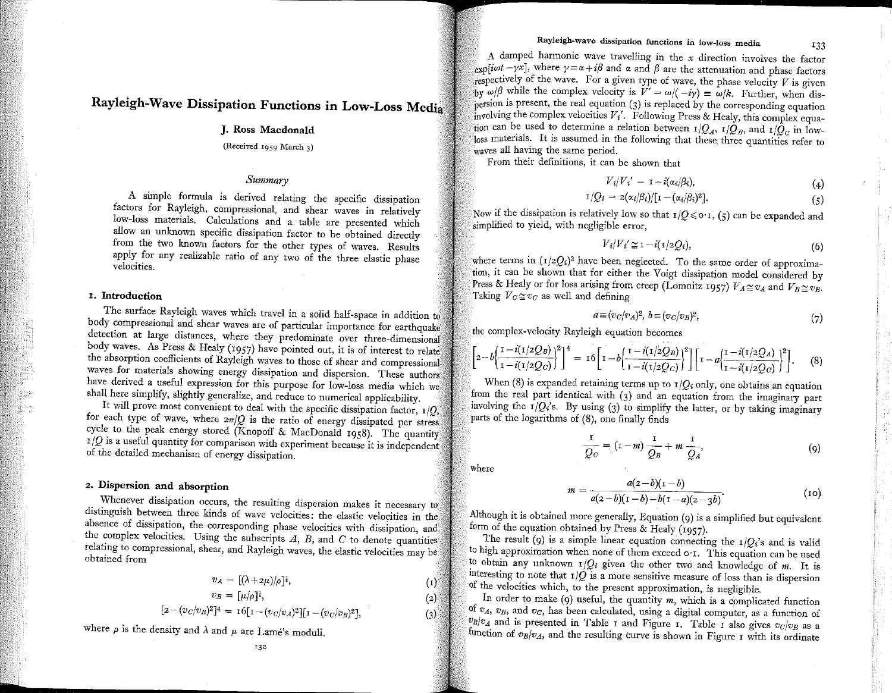# Rayleigh-Wave Dissipation Functions in Low-Loss Media

**J. Ross Macdonald**

(Received 1959 March 3)

*Summary*

A simple formula is derived relating the specific dissipation factors for Rayleigh, compressional, and shear waves in relatively low-loss materials. Calculations and a table are presented which allow an unknown specific dissipation factor to be obtained directly from the two known factors for the other types of waves. Results apply for any realizable ratio of any two of the three elastic phase velocities.

## 1. Introduction

The surface Rayleigh waves which travel in a solid half-space in addition to body compressional and shear waves are of particular importance for earthquake detection at large distances, where they predominate over three-dimensional body waves. As Press & Healy (1957) have pointed out, it is of interest to relate the absorption coefficients of Rayleigh waves to those of shear and compressional waves for materials showing energy dissipation and dispersion. These authors have derived a useful expression for this purpose for low-loss media which we shall here simplify, slightly generalize, and reduce to numerical applicability.

It will prove most convenient to deal with the specific dissipation factor, $1/Q$, for each type of wave, where $2\pi/Q$ is the ratio of energy dissipated per stress cycle to the peak energy stored (Knopoff & MacDonald 1958). The quantity $1/Q$ is a useful quantity for comparison with experiment because it is independent of the detailed mechanism of energy dissipation.

## 2. Dispersion and absorption

Whenever dissipation occurs, the resulting dispersion makes it necessary to distinguish between three kinds of wave velocities: the elastic velocities in the absence of dissipation, the corresponding phase velocities with dissipation, and the complex velocities. Using the subscripts $A$, $B$, and $C$ to denote quantities relating to compressional, shear, and Rayleigh waves, the elastic velocities may be obtained from

$$v_A = [(\lambda + 2\mu)/\rho]^{\frac{1}{2}}, \tag{1}$$

$$v_B = [\mu/\rho]^{\frac{1}{2}}, \tag{2}$$

$$[2-(v_C/v_B)^2]^4 = 16[1-(v_C/v_A)^2][1-(v_C/v_B)^2], \tag{3}$$

where $\rho$ is the density and $\lambda$ and $\mu$ are Lamé's moduli.

A damped harmonic wave travelling in the $x$ direction involves the factor $\exp[i\omega t - \gamma x]$, where $\gamma \equiv \alpha + i\beta$ and $\alpha$ and $\beta$ are the attenuation and phase factors respectively of the wave. For a given type of wave, the phase velocity $V$ is given by $\omega/\beta$ while the complex velocity is $V' = \omega/(-i\gamma) \equiv \omega/k$. Further, when dispersion is present, the real equation (3) is replaced by the corresponding equation involving the complex velocities $V_i'$. Following Press & Healy, this complex equation can be used to determine a relation between $1/Q_A$, $1/Q_B$, and $1/Q_C$ in low-loss materials. It is assumed in the following that these three quantities refer to waves all having the same period.

From their definitions, it can be shown that

$$V_i/V_i' = 1 - i(\alpha_i/\beta_i), \tag{4}$$

$$1/Q_i = 2(\alpha_i/\beta_i)/[1-(\alpha_i/\beta_i)^2]. \tag{5}$$

Now if the dissipation is relatively low so that $1/Q \leqslant 0{\cdot}1$, (5) can be expanded and simplified to yield, with negligible error,

$$V_i/V_i' \cong 1 - i(1/2Q_i), \tag{6}$$

where terms in $(1/2Q_i)^2$ have been neglected. To the same order of approximation, it can be shown that for either the Voigt dissipation model considered by Press & Healy or for loss arising from creep (Lomnitz 1957) $V_A \cong v_A$ and $V_B \cong v_B$. Taking $V_C \cong v_C$ as well and defining

$$a \equiv (v_C/v_A)^2,\ b \equiv (v_C/v_B)^2, \tag{7}$$

the complex-velocity Rayleigh equation becomes

$$\left[2 - b\left\{\frac{1-i(1/2Q_B)}{1-i(1/2Q_C)}\right\}^2\right]^4 = 16\left[1 - b\left\{\frac{1-i(1/2Q_B)}{1-i(1/2Q_C)}\right\}^2\right]\left[1 - a\left\{\frac{1-i(1/2Q_A)}{1-i(1/2Q_C)}\right\}^2\right]. \tag{8}$$

When (8) is expanded retaining terms up to $1/Q_i$ only, one obtains an equation from the real part identical with (3) and an equation from the imaginary part involving the $1/Q_i$'s. By using (3) to simplify the latter, or by taking imaginary parts of the logarithms of (8), one finally finds

$$\frac{1}{Q_C} = (1-m)\frac{1}{Q_B} + m\frac{1}{Q_A}, \tag{9}$$

where

$$m = \frac{a(2-b)(1-b)}{a(2-b)(1-b) - b(1-a)(2-3b)}. \tag{10}$$

Although it is obtained more generally, Equation (9) is a simplified but equivalent form of the equation obtained by Press & Healy (1957).

The result (9) is a simple linear equation connecting the $1/Q_i$'s and is valid to high approximation when none of them exceed $0{\cdot}1$. This equation can be used to obtain any unknown $1/Q_i$ given the other two and knowledge of $m$. It is interesting to note that $1/Q$ is a more sensitive measure of loss than is dispersion of the velocities which, to the present approximation, is negligible.

In order to make (9) useful, the quantity $m$, which is a complicated function of $v_A$, $v_B$, and $v_C$, has been calculated, using a digital computer, as a function of $v_B/v_A$ and is presented in Table 1 and Figure 1. Table 1 also gives $v_C/v_B$ as a function of $v_B/v_A$, and the resulting curve is shown in Figure 1 with its ordinate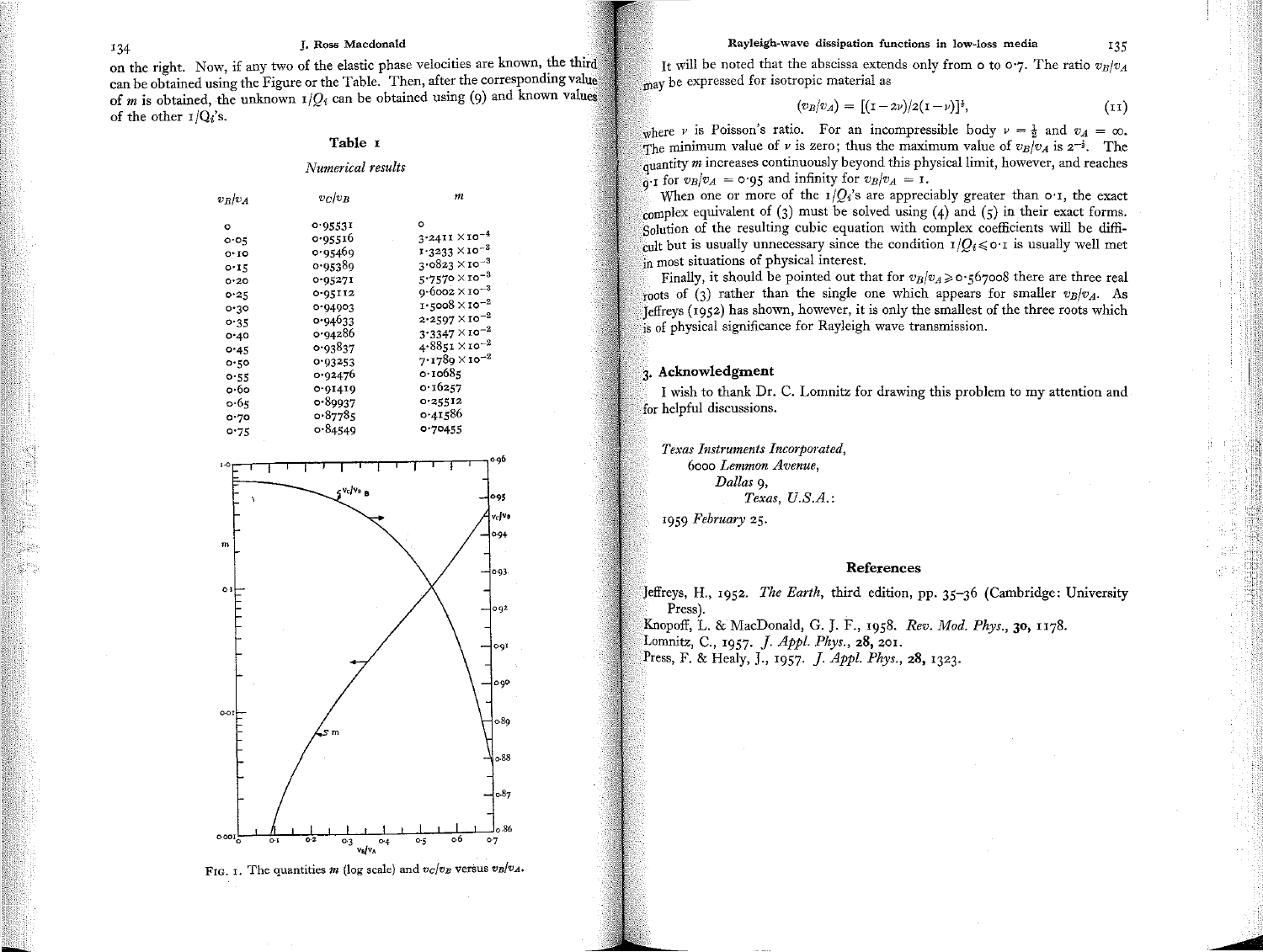on the right. Now, if any two of the elastic phase velocities are known, the third can be obtained using the Figure or the Table. Then, after the corresponding value of $m$ is obtained, the unknown $1/Q_i$ can be obtained using (9) and known values of the other $1/Q_i$'s.

**Table 1**

*Numerical results*

| $v_B/v_A$ | $v_C/v_B$ | $m$ |
|---|---|---|
| 0 | 0·95531 | 0 |
| 0·05 | 0·95516 | $3{\cdot}2411 \times 10^{-4}$ |
| 0·10 | 0·95469 | $1{\cdot}3233 \times 10^{-3}$ |
| 0·15 | 0·95389 | $3{\cdot}0823 \times 10^{-3}$ |
| 0·20 | 0·95271 | $5{\cdot}7570 \times 10^{-3}$ |
| 0·25 | 0·95112 | $9{\cdot}6002 \times 10^{-3}$ |
| 0·30 | 0·94903 | $1{\cdot}5008 \times 10^{-2}$ |
| 0·35 | 0·94633 | $2{\cdot}2597 \times 10^{-2}$ |
| 0·40 | 0·94286 | $3{\cdot}3347 \times 10^{-2}$ |
| 0·45 | 0·93837 | $4{\cdot}8851 \times 10^{-2}$ |
| 0·50 | 0·93253 | $7{\cdot}1789 \times 10^{-2}$ |
| 0·55 | 0·92476 | 0·10685 |
| 0·60 | 0·91419 | 0·16257 |
| 0·65 | 0·89937 | 0·25512 |
| 0·70 | 0·87785 | 0·41586 |
| 0·75 | 0·84549 | 0·70455 |

1·0
m
0·1
0·01
0·001
0 0·1 0·2 0·3 0·4 0·5 0·6 0·7
$v_B/v_A$
$v_C/v_B$
m
0·96
0·95
$v_C/v_B$
0·94
0·93
0·92
0·91
0·90
0·89
0·88
0·87
0·86

FIG. 1. The quantities $m$ (log scale) and $v_C/v_B$ versus $v_B/v_A$.

It will be noted that the abscissa extends only from 0 to 0·7. The ratio $v_B/v_A$ may be expressed for isotropic material as

$$(v_B/v_A) = [(1-2\nu)/2(1-\nu)]^{\frac{1}{2}}, \tag{11}$$

where $\nu$ is Poisson's ratio. For an incompressible body $\nu = \frac{1}{2}$ and $v_A = \infty$. The minimum value of $\nu$ is zero; thus the maximum value of $v_B/v_A$ is $2^{-\frac{1}{2}}$. The quantity $m$ increases continuously beyond this physical limit, however, and reaches 9·1 for $v_B/v_A = 0{\cdot}95$ and infinity for $v_B/v_A = 1$.

When one or more of the $1/Q_i$'s are appreciably greater than 0·1, the exact complex equivalent of (3) must be solved using (4) and (5) in their exact forms. Solution of the resulting cubic equation with complex coefficients will be difficult but is usually unnecessary since the condition $1/Q_i \leqslant 0{\cdot}1$ is usually well met in most situations of physical interest.

Finally, it should be pointed out that for $v_B/v_A \geqslant 0{\cdot}567008$ there are three real roots of (3) rather than the single one which appears for smaller $v_B/v_A$. As Jeffreys (1952) has shown, however, it is only the smallest of the three roots which is of physical significance for Rayleigh wave transmission.

## 3. Acknowledgment

I wish to thank Dr. C. Lomnitz for drawing this problem to my attention and for helpful discussions.

*Texas Instruments Incorporated,*
*6000 Lemmon Avenue,*
*Dallas 9,*
*Texas, U.S.A.:*

1959 *February* 25.

## References

Jeffreys, H., 1952. *The Earth*, third edition, pp. 35–36 (Cambridge: University Press).

Knopoff, L. & MacDonald, G. J. F., 1958. *Rev. Mod. Phys.*, **30**, 1178.

Lomnitz, C., 1957. *J. Appl. Phys.*, **28**, 201.

Press, F. & Healy, J., 1957. *J. Appl. Phys.*, **28**, 1323.